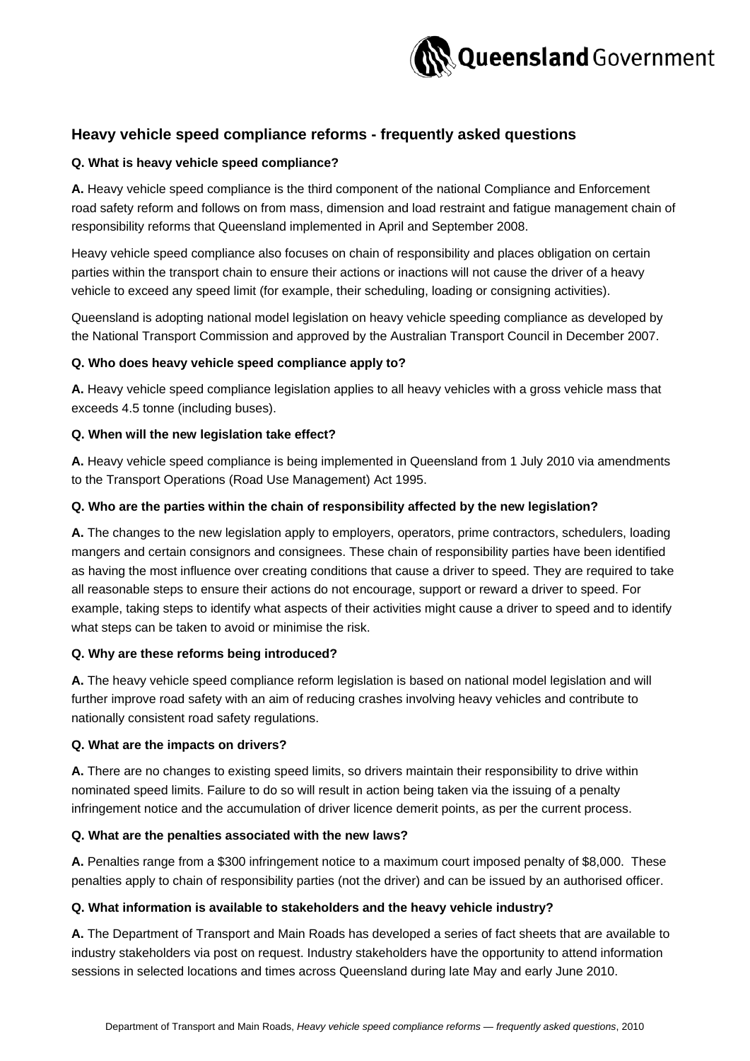## Heavy vehicle speed compliance reforms - frequently asked questions

**Q. What is heavy vehicle speed compliance?**

**A.** Heavy vehicle speed compliance is the third component of the national Compliance and Enforcement road safety reform and follows on from mass, dimension and load restraint and fatigue management chain of responsibility reforms that Queensland implemented in April and September 2008.

Heavy vehicle speed compliance also focuses on chain of responsibility and places obligation on certain parties within the transport chain to ensure their actions or inactions will not cause the driver of a heavy vehicle to exceed any speed limit (for example, their scheduling, loading or consigning activities).

Queensland is adopting national model legislation on heavy vehicle speeding compliance as developed by the National Transport Commission and approved by the Australian Transport Council in December 2007.

**Q. Who does heavy vehicle speed compliance apply to?**

**A.** Heavy vehicle speed compliance legislation applies to all heavy vehicles with a gross vehicle mass that exceeds 4.5 tonne (including buses).

**Q. When will the new legislation take effect?**

**A.** Heavy vehicle speed compliance is being implemented in Queensland from 1 July 2010 via amendments to the Transport Operations (Road Use Management) Act 1995.

**Q. Who are the parties within the chain of responsibility affected by the new legislation?**

**A.** The changes to the new legislation apply to employers, operators, prime contractors, schedulers, loading mangers and certain consignors and consignees. These chain of responsibility parties have been identified as having the most influence over creating conditions that cause a driver to speed. They are required to take all reasonable steps to ensure their actions do not encourage, support or reward a driver to speed. For example, taking steps to identify what aspects of their activities might cause a driver to speed and to identify what steps can be taken to avoid or minimise the risk.

**Q. Why are these reforms being introduced?**

**A.** The heavy vehicle speed compliance reform legislation is based on national model legislation and will further improve road safety with an aim of reducing crashes involving heavy vehicles and contribute to nationally consistent road safety regulations.

**Q. What are the impacts on drivers?**

**A.** There are no changes to existing speed limits, so drivers maintain their responsibility to drive within nominated speed limits. Failure to do so will result in action being taken via the issuing of a penalty infringement notice and the accumulation of driver licence demerit points, as per the current process.

**Q. What are the penalties associated with the new laws?**

**A.** Penalties range from a $300 infringement notice to a maximum court imposed penalty of $8,000. These penalties apply to chain of responsibility parties (not the driver) and can be issued by an authorised officer.

**Q. What information is available to stakeholders and the heavy vehicle industry?**

**A.** The Department of Transport and Main Roads has developed a series of fact sheets that are available to industry stakeholders via post on request. Industry stakeholders have the opportunity to attend information sessions in selected locations and times across Queensland during late May and early June 2010.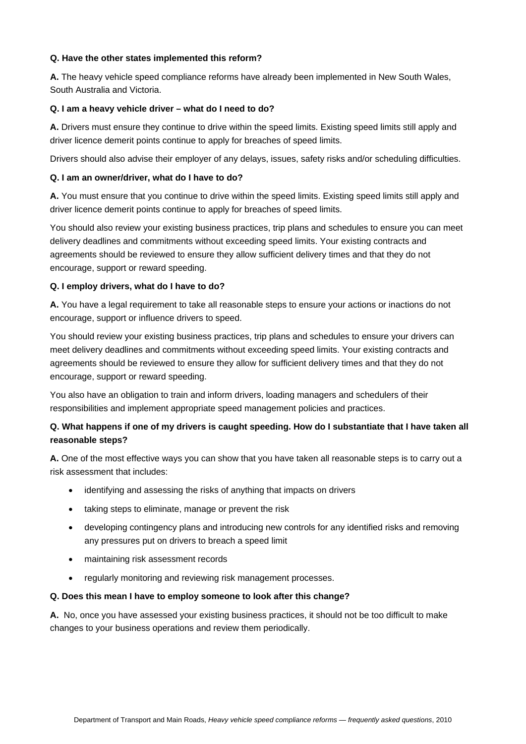**Q. Have the other states implemented this reform?**

**A.** The heavy vehicle speed compliance reforms have already been implemented in New South Wales, South Australia and Victoria.

**Q. I am a heavy vehicle driver – what do I need to do?**

**A.** Drivers must ensure they continue to drive within the speed limits. Existing speed limits still apply and driver licence demerit points continue to apply for breaches of speed limits.

Drivers should also advise their employer of any delays, issues, safety risks and/or scheduling difficulties.

**Q. I am an owner/driver, what do I have to do?**

**A.** You must ensure that you continue to drive within the speed limits. Existing speed limits still apply and driver licence demerit points continue to apply for breaches of speed limits.

You should also review your existing business practices, trip plans and schedules to ensure you can meet delivery deadlines and commitments without exceeding speed limits. Your existing contracts and agreements should be reviewed to ensure they allow sufficient delivery times and that they do not encourage, support or reward speeding.

**Q. I employ drivers, what do I have to do?**

**A.** You have a legal requirement to take all reasonable steps to ensure your actions or inactions do not encourage, support or influence drivers to speed.

You should review your existing business practices, trip plans and schedules to ensure your drivers can meet delivery deadlines and commitments without exceeding speed limits. Your existing contracts and agreements should be reviewed to ensure they allow for sufficient delivery times and that they do not encourage, support or reward speeding.

You also have an obligation to train and inform drivers, loading managers and schedulers of their responsibilities and implement appropriate speed management policies and practices.

**Q. What happens if one of my drivers is caught speeding. How do I substantiate that I have taken all reasonable steps?**

**A.** One of the most effective ways you can show that you have taken all reasonable steps is to carry out a risk assessment that includes:

- identifying and assessing the risks of anything that impacts on drivers
- taking steps to eliminate, manage or prevent the risk
- developing contingency plans and introducing new controls for any identified risks and removing any pressures put on drivers to breach a speed limit
- maintaining risk assessment records
- regularly monitoring and reviewing risk management processes.

**Q. Does this mean I have to employ someone to look after this change?**

**A.** No, once you have assessed your existing business practices, it should not be too difficult to make changes to your business operations and review them periodically.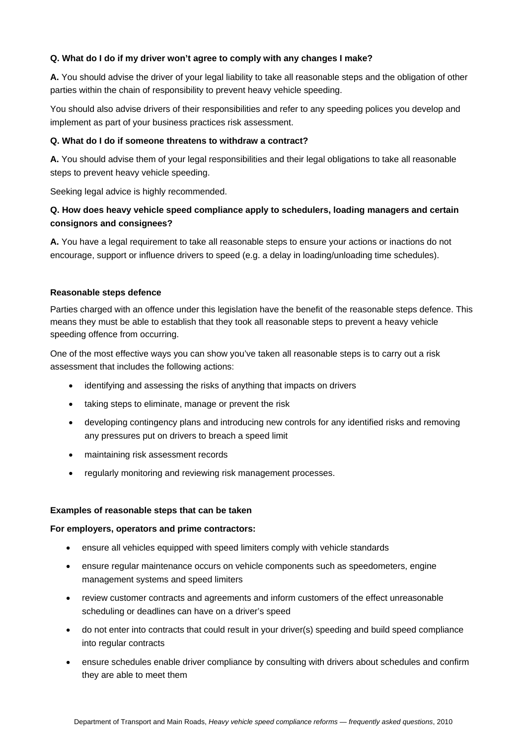**Q. What do I do if my driver won't agree to comply with any changes I make?**

**A.** You should advise the driver of your legal liability to take all reasonable steps and the obligation of other parties within the chain of responsibility to prevent heavy vehicle speeding.

You should also advise drivers of their responsibilities and refer to any speeding polices you develop and implement as part of your business practices risk assessment.

**Q. What do I do if someone threatens to withdraw a contract?**

**A.** You should advise them of your legal responsibilities and their legal obligations to take all reasonable steps to prevent heavy vehicle speeding.

Seeking legal advice is highly recommended.

**Q. How does heavy vehicle speed compliance apply to schedulers, loading managers and certain consignors and consignees?**

**A.** You have a legal requirement to take all reasonable steps to ensure your actions or inactions do not encourage, support or influence drivers to speed (e.g. a delay in loading/unloading time schedules).

### Reasonable steps defence

Parties charged with an offence under this legislation have the benefit of the reasonable steps defence. This means they must be able to establish that they took all reasonable steps to prevent a heavy vehicle speeding offence from occurring.

One of the most effective ways you can show you've taken all reasonable steps is to carry out a risk assessment that includes the following actions:

- identifying and assessing the risks of anything that impacts on drivers
- taking steps to eliminate, manage or prevent the risk
- developing contingency plans and introducing new controls for any identified risks and removing any pressures put on drivers to breach a speed limit
- maintaining risk assessment records
- regularly monitoring and reviewing risk management processes.

### Examples of reasonable steps that can be taken

**For employers, operators and prime contractors:**

- ensure all vehicles equipped with speed limiters comply with vehicle standards
- ensure regular maintenance occurs on vehicle components such as speedometers, engine management systems and speed limiters
- review customer contracts and agreements and inform customers of the effect unreasonable scheduling or deadlines can have on a driver's speed
- do not enter into contracts that could result in your driver(s) speeding and build speed compliance into regular contracts
- ensure schedules enable driver compliance by consulting with drivers about schedules and confirm they are able to meet them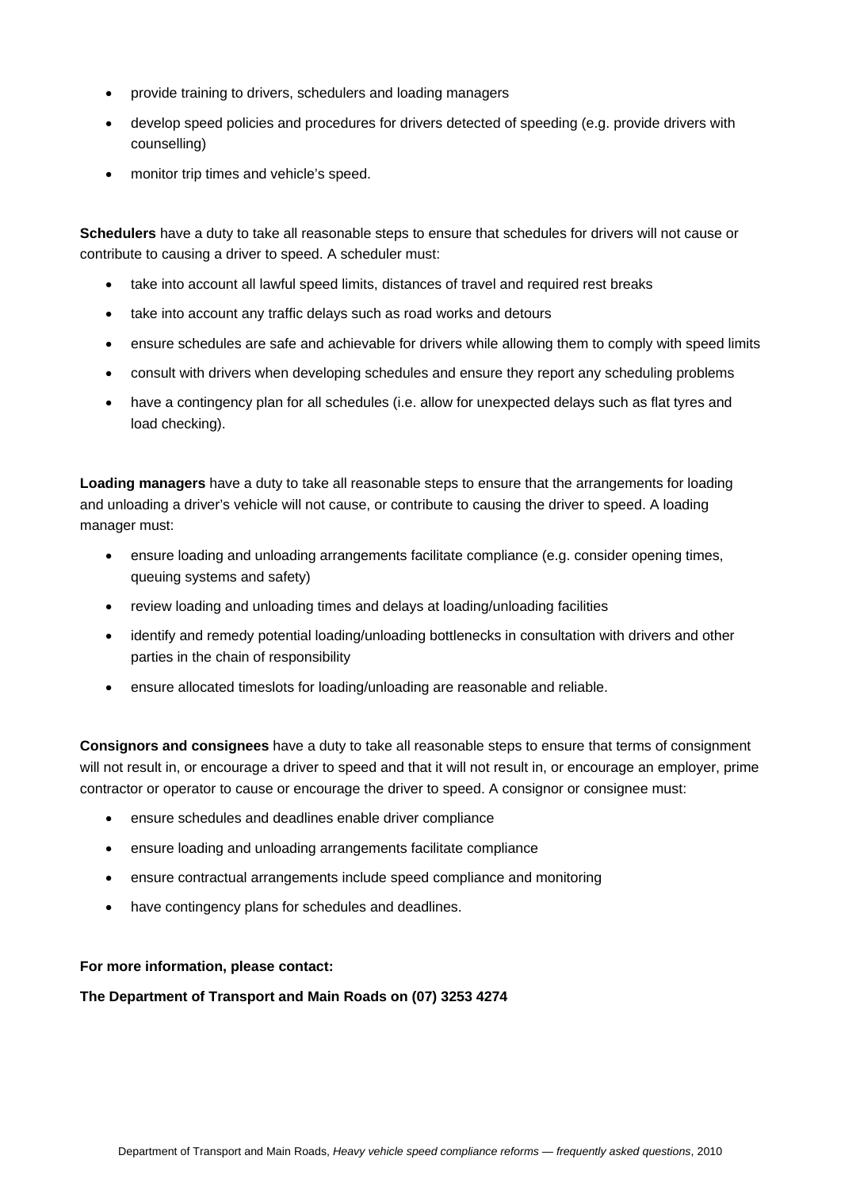- provide training to drivers, schedulers and loading managers
- develop speed policies and procedures for drivers detected of speeding (e.g. provide drivers with counselling)
- monitor trip times and vehicle's speed.

**Schedulers** have a duty to take all reasonable steps to ensure that schedules for drivers will not cause or contribute to causing a driver to speed. A scheduler must:

- take into account all lawful speed limits, distances of travel and required rest breaks
- take into account any traffic delays such as road works and detours
- ensure schedules are safe and achievable for drivers while allowing them to comply with speed limits
- consult with drivers when developing schedules and ensure they report any scheduling problems
- have a contingency plan for all schedules (i.e. allow for unexpected delays such as flat tyres and load checking).

**Loading managers** have a duty to take all reasonable steps to ensure that the arrangements for loading and unloading a driver's vehicle will not cause, or contribute to causing the driver to speed. A loading manager must:

- ensure loading and unloading arrangements facilitate compliance (e.g. consider opening times, queuing systems and safety)
- review loading and unloading times and delays at loading/unloading facilities
- identify and remedy potential loading/unloading bottlenecks in consultation with drivers and other parties in the chain of responsibility
- ensure allocated timeslots for loading/unloading are reasonable and reliable.

**Consignors and consignees** have a duty to take all reasonable steps to ensure that terms of consignment will not result in, or encourage a driver to speed and that it will not result in, or encourage an employer, prime contractor or operator to cause or encourage the driver to speed. A consignor or consignee must:

- ensure schedules and deadlines enable driver compliance
- ensure loading and unloading arrangements facilitate compliance
- ensure contractual arrangements include speed compliance and monitoring
- have contingency plans for schedules and deadlines.

**For more information, please contact:**

**The Department of Transport and Main Roads on (07) 3253 4274**